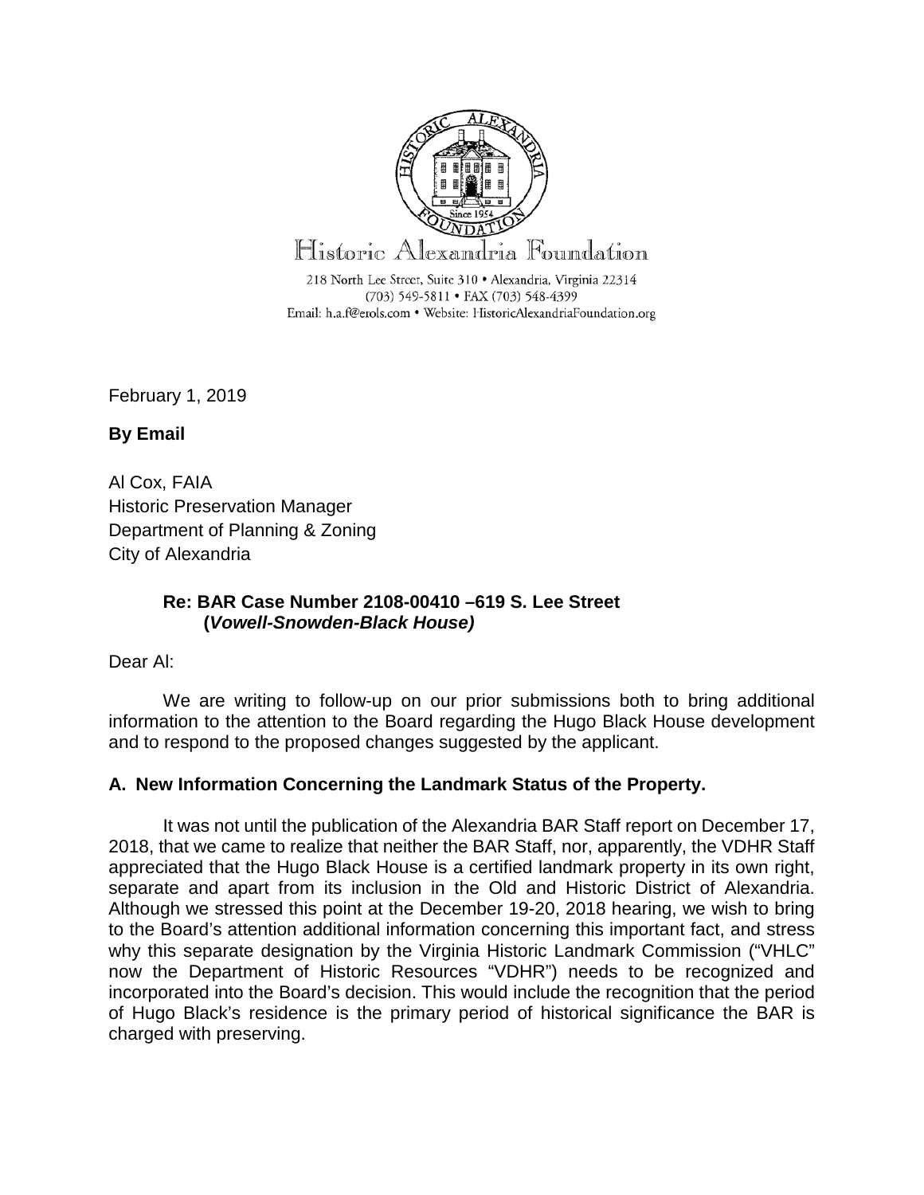Historic Alexandria Foundation

218 North Lee Street, Suite 310 • Alexandria, Virginia 22314
(703) 549-5811 • FAX (703) 548-4399
Email: h.a.f@erols.com • Website: HistoricAlexandriaFoundation.org

February 1, 2019

**By Email**

Al Cox, FAIA
Historic Preservation Manager
Department of Planning & Zoning
City of Alexandria

**Re: BAR Case Number 2108-00410 –619 S. Lee Street (*Vowell-Snowden-Black House)***

Dear Al:

We are writing to follow-up on our prior submissions both to bring additional information to the attention to the Board regarding the Hugo Black House development and to respond to the proposed changes suggested by the applicant.

## A. New Information Concerning the Landmark Status of the Property.

It was not until the publication of the Alexandria BAR Staff report on December 17, 2018, that we came to realize that neither the BAR Staff, nor, apparently, the VDHR Staff appreciated that the Hugo Black House is a certified landmark property in its own right, separate and apart from its inclusion in the Old and Historic District of Alexandria. Although we stressed this point at the December 19-20, 2018 hearing, we wish to bring to the Board's attention additional information concerning this important fact, and stress why this separate designation by the Virginia Historic Landmark Commission ("VHLC" now the Department of Historic Resources "VDHR") needs to be recognized and incorporated into the Board's decision. This would include the recognition that the period of Hugo Black's residence is the primary period of historical significance the BAR is charged with preserving.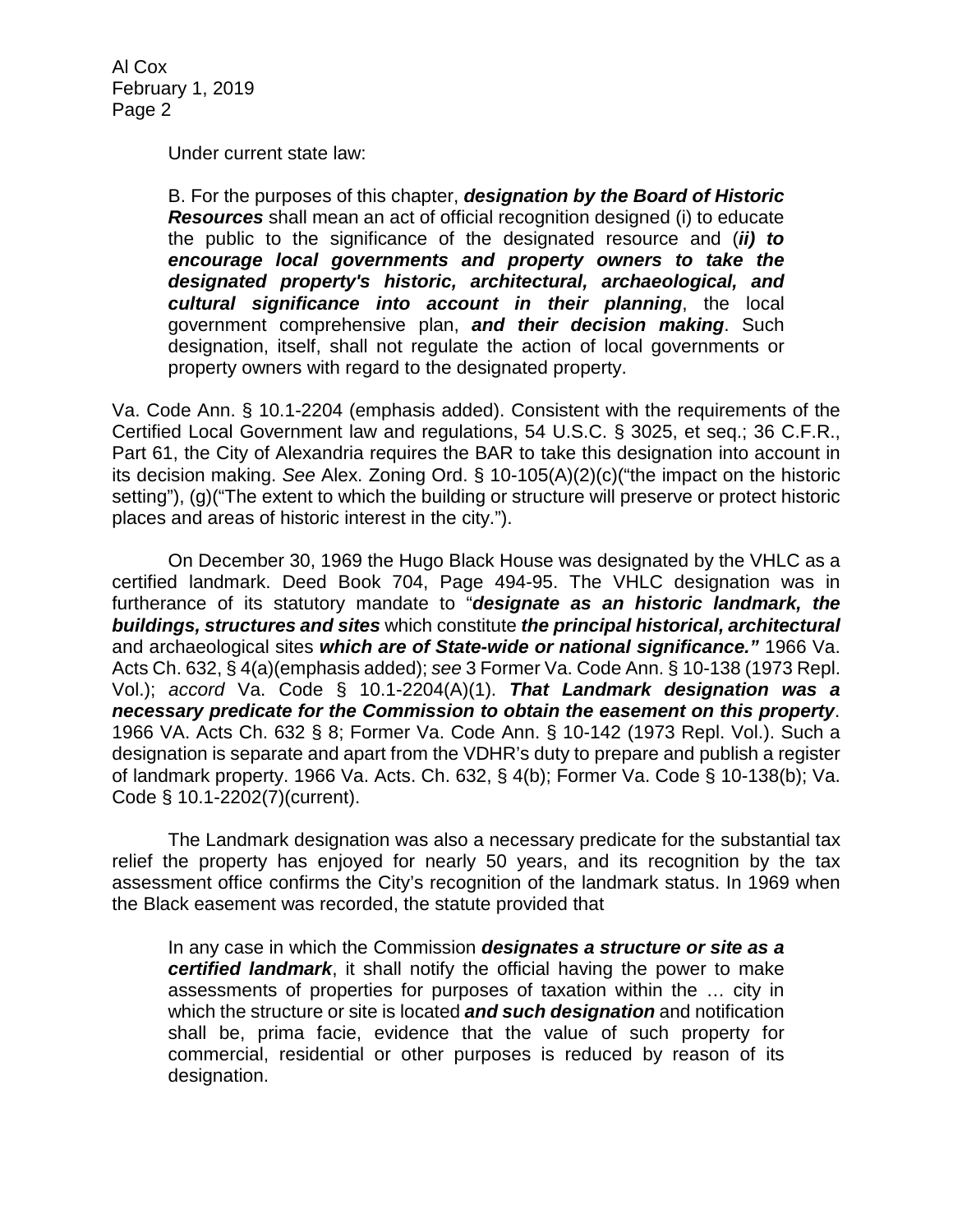Under current state law:

> B. For the purposes of this chapter, ***designation by the Board of Historic Resources*** shall mean an act of official recognition designed (i) to educate the public to the significance of the designated resource and (***ii) to encourage local governments and property owners to take the designated property's historic, architectural, archaeological, and cultural significance into account in their planning***, the local government comprehensive plan, ***and their decision making***. Such designation, itself, shall not regulate the action of local governments or property owners with regard to the designated property.

Va. Code Ann. § 10.1-2204 (emphasis added). Consistent with the requirements of the Certified Local Government law and regulations, 54 U.S.C. § 3025, et seq.; 36 C.F.R., Part 61, the City of Alexandria requires the BAR to take this designation into account in its decision making. *See* Alex. Zoning Ord. § 10-105(A)(2)(c)("the impact on the historic setting"), (g)("The extent to which the building or structure will preserve or protect historic places and areas of historic interest in the city.").

On December 30, 1969 the Hugo Black House was designated by the VHLC as a certified landmark. Deed Book 704, Page 494-95. The VHLC designation was in furtherance of its statutory mandate to "***designate as an historic landmark, the buildings, structures and sites*** which constitute ***the principal historical, architectural*** and archaeological sites ***which are of State-wide or national significance."*** 1966 Va. Acts Ch. 632, § 4(a)(emphasis added); *see* 3 Former Va. Code Ann. § 10-138 (1973 Repl. Vol.); *accord* Va. Code § 10.1-2204(A)(1). ***That Landmark designation was a necessary predicate for the Commission to obtain the easement on this property***. 1966 VA. Acts Ch. 632 § 8; Former Va. Code Ann. § 10-142 (1973 Repl. Vol.). Such a designation is separate and apart from the VDHR's duty to prepare and publish a register of landmark property. 1966 Va. Acts. Ch. 632, § 4(b); Former Va. Code § 10-138(b); Va. Code § 10.1-2202(7)(current).

The Landmark designation was also a necessary predicate for the substantial tax relief the property has enjoyed for nearly 50 years, and its recognition by the tax assessment office confirms the City's recognition of the landmark status. In 1969 when the Black easement was recorded, the statute provided that

> In any case in which the Commission ***designates a structure or site as a certified landmark***, it shall notify the official having the power to make assessments of properties for purposes of taxation within the … city in which the structure or site is located ***and such designation*** and notification shall be, prima facie, evidence that the value of such property for commercial, residential or other purposes is reduced by reason of its designation.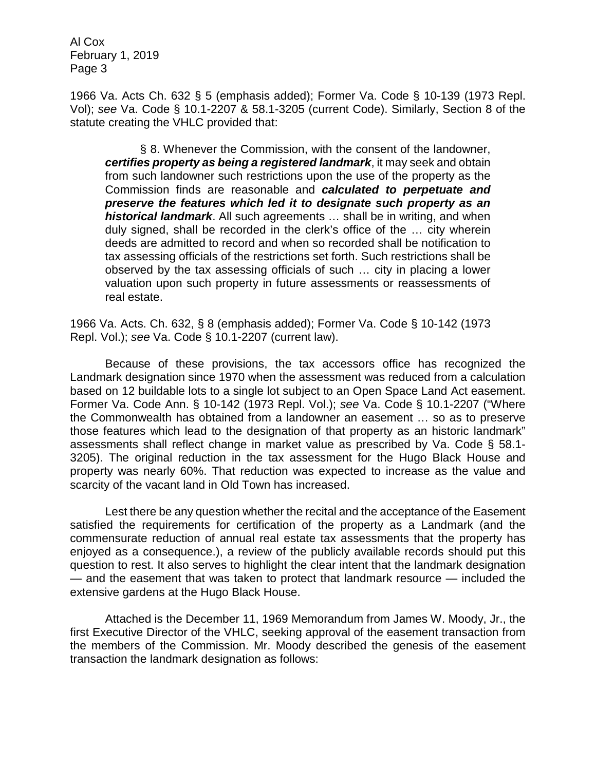1966 Va. Acts Ch. 632 § 5 (emphasis added); Former Va. Code § 10-139 (1973 Repl. Vol); *see* Va. Code § 10.1-2207 & 58.1-3205 (current Code). Similarly, Section 8 of the statute creating the VHLC provided that:

> § 8. Whenever the Commission, with the consent of the landowner, ***certifies property as being a registered landmark***, it may seek and obtain from such landowner such restrictions upon the use of the property as the Commission finds are reasonable and ***calculated to perpetuate and preserve the features which led it to designate such property as an historical landmark***. All such agreements … shall be in writing, and when duly signed, shall be recorded in the clerk's office of the … city wherein deeds are admitted to record and when so recorded shall be notification to tax assessing officials of the restrictions set forth. Such restrictions shall be observed by the tax assessing officials of such … city in placing a lower valuation upon such property in future assessments or reassessments of real estate.

1966 Va. Acts. Ch. 632, § 8 (emphasis added); Former Va. Code § 10-142 (1973 Repl. Vol.); *see* Va. Code § 10.1-2207 (current law).

Because of these provisions, the tax accessors office has recognized the Landmark designation since 1970 when the assessment was reduced from a calculation based on 12 buildable lots to a single lot subject to an Open Space Land Act easement. Former Va. Code Ann. § 10-142 (1973 Repl. Vol.); *see* Va. Code § 10.1-2207 ("Where the Commonwealth has obtained from a landowner an easement … so as to preserve those features which lead to the designation of that property as an historic landmark" assessments shall reflect change in market value as prescribed by Va. Code § 58.1-3205). The original reduction in the tax assessment for the Hugo Black House and property was nearly 60%. That reduction was expected to increase as the value and scarcity of the vacant land in Old Town has increased.

Lest there be any question whether the recital and the acceptance of the Easement satisfied the requirements for certification of the property as a Landmark (and the commensurate reduction of annual real estate tax assessments that the property has enjoyed as a consequence.), a review of the publicly available records should put this question to rest. It also serves to highlight the clear intent that the landmark designation — and the easement that was taken to protect that landmark resource — included the extensive gardens at the Hugo Black House.

Attached is the December 11, 1969 Memorandum from James W. Moody, Jr., the first Executive Director of the VHLC, seeking approval of the easement transaction from the members of the Commission. Mr. Moody described the genesis of the easement transaction the landmark designation as follows: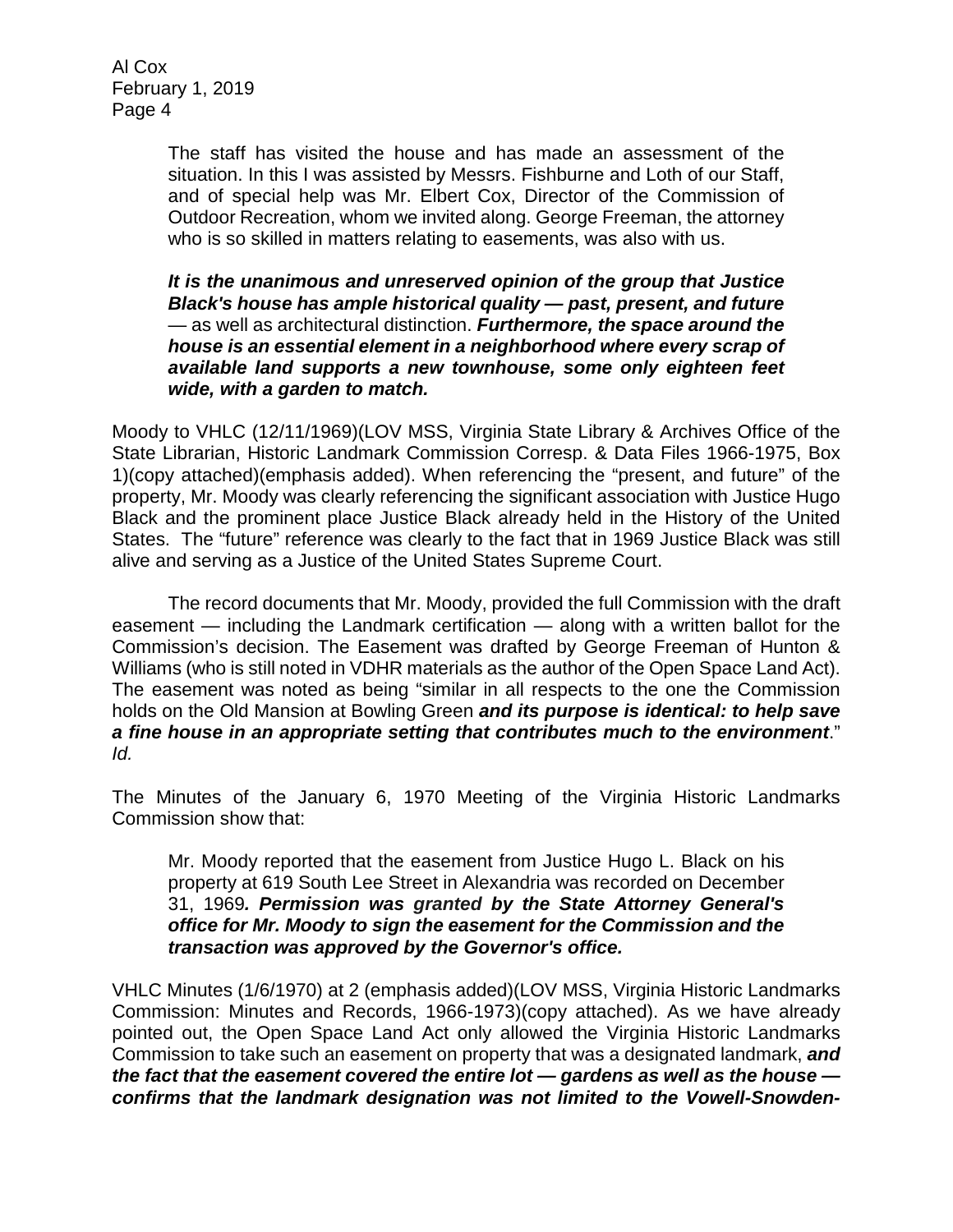> The staff has visited the house and has made an assessment of the situation. In this I was assisted by Messrs. Fishburne and Loth of our Staff, and of special help was Mr. Elbert Cox, Director of the Commission of Outdoor Recreation, whom we invited along. George Freeman, the attorney who is so skilled in matters relating to easements, was also with us.
>
> ***It is the unanimous and unreserved opinion of the group that Justice Black's house has ample historical quality — past, present, and future*** — as well as architectural distinction. ***Furthermore, the space around the house is an essential element in a neighborhood where every scrap of available land supports a new townhouse, some only eighteen feet wide, with a garden to match.***

Moody to VHLC (12/11/1969)(LOV MSS, Virginia State Library & Archives Office of the State Librarian, Historic Landmark Commission Corresp. & Data Files 1966-1975, Box 1)(copy attached)(emphasis added). When referencing the "present, and future" of the property, Mr. Moody was clearly referencing the significant association with Justice Hugo Black and the prominent place Justice Black already held in the History of the United States. The "future" reference was clearly to the fact that in 1969 Justice Black was still alive and serving as a Justice of the United States Supreme Court.

The record documents that Mr. Moody, provided the full Commission with the draft easement — including the Landmark certification — along with a written ballot for the Commission's decision. The Easement was drafted by George Freeman of Hunton & Williams (who is still noted in VDHR materials as the author of the Open Space Land Act). The easement was noted as being "similar in all respects to the one the Commission holds on the Old Mansion at Bowling Green ***and its purpose is identical: to help save a fine house in an appropriate setting that contributes much to the environment***." *Id.*

The Minutes of the January 6, 1970 Meeting of the Virginia Historic Landmarks Commission show that:

> Mr. Moody reported that the easement from Justice Hugo L. Black on his property at 619 South Lee Street in Alexandria was recorded on December 31, 1969***. Permission was granted by the State Attorney General's office for Mr. Moody to sign the easement for the Commission and the transaction was approved by the Governor's office.***

VHLC Minutes (1/6/1970) at 2 (emphasis added)(LOV MSS, Virginia Historic Landmarks Commission: Minutes and Records, 1966-1973)(copy attached). As we have already pointed out, the Open Space Land Act only allowed the Virginia Historic Landmarks Commission to take such an easement on property that was a designated landmark, ***and the fact that the easement covered the entire lot — gardens as well as the house — confirms that the landmark designation was not limited to the Vowell-Snowden-***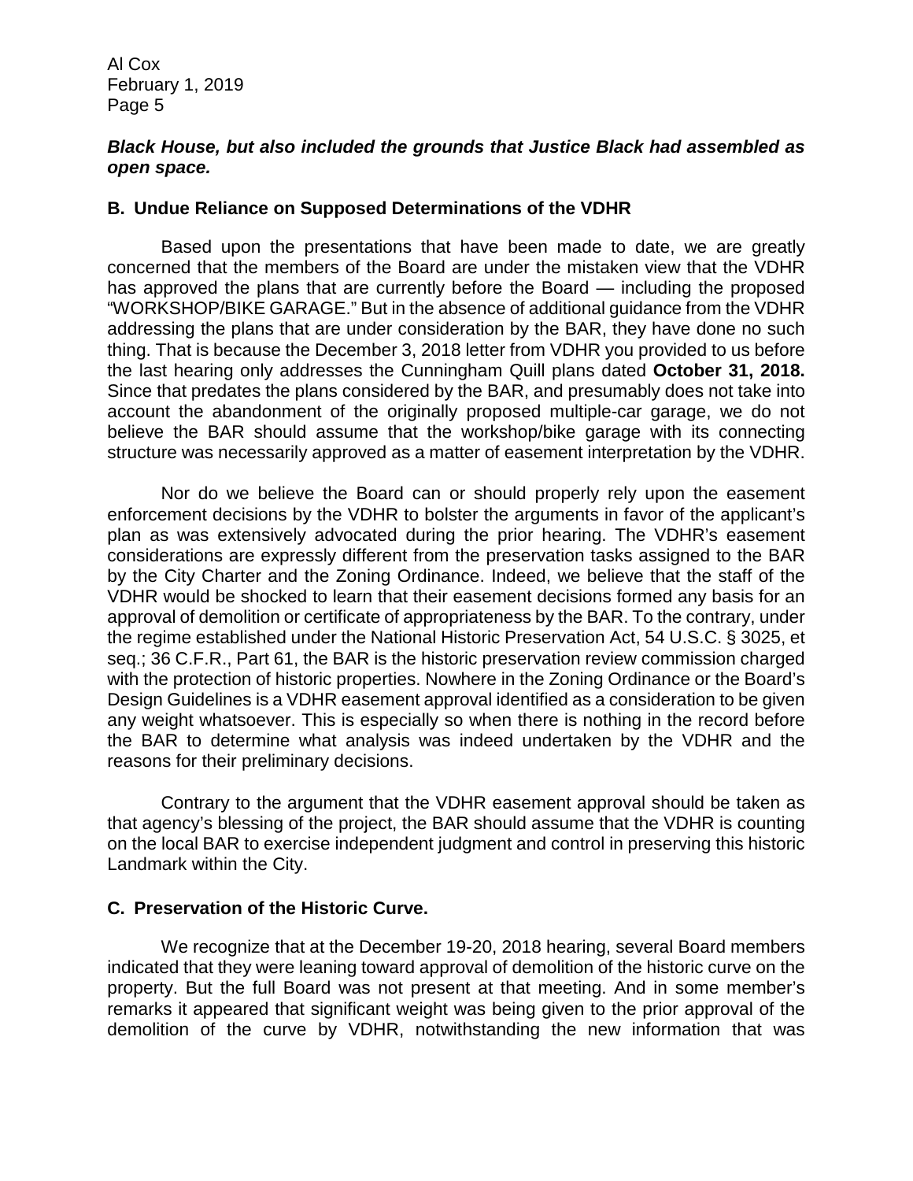***Black House, but also included the grounds that Justice Black had assembled as open space.***

### B. Undue Reliance on Supposed Determinations of the VDHR

Based upon the presentations that have been made to date, we are greatly concerned that the members of the Board are under the mistaken view that the VDHR has approved the plans that are currently before the Board — including the proposed "WORKSHOP/BIKE GARAGE." But in the absence of additional guidance from the VDHR addressing the plans that are under consideration by the BAR, they have done no such thing. That is because the December 3, 2018 letter from VDHR you provided to us before the last hearing only addresses the Cunningham Quill plans dated **October 31, 2018.** Since that predates the plans considered by the BAR, and presumably does not take into account the abandonment of the originally proposed multiple-car garage, we do not believe the BAR should assume that the workshop/bike garage with its connecting structure was necessarily approved as a matter of easement interpretation by the VDHR.

Nor do we believe the Board can or should properly rely upon the easement enforcement decisions by the VDHR to bolster the arguments in favor of the applicant's plan as was extensively advocated during the prior hearing. The VDHR's easement considerations are expressly different from the preservation tasks assigned to the BAR by the City Charter and the Zoning Ordinance. Indeed, we believe that the staff of the VDHR would be shocked to learn that their easement decisions formed any basis for an approval of demolition or certificate of appropriateness by the BAR. To the contrary, under the regime established under the National Historic Preservation Act, 54 U.S.C. § 3025, et seq.; 36 C.F.R., Part 61, the BAR is the historic preservation review commission charged with the protection of historic properties. Nowhere in the Zoning Ordinance or the Board's Design Guidelines is a VDHR easement approval identified as a consideration to be given any weight whatsoever. This is especially so when there is nothing in the record before the BAR to determine what analysis was indeed undertaken by the VDHR and the reasons for their preliminary decisions.

Contrary to the argument that the VDHR easement approval should be taken as that agency's blessing of the project, the BAR should assume that the VDHR is counting on the local BAR to exercise independent judgment and control in preserving this historic Landmark within the City.

### C. Preservation of the Historic Curve.

We recognize that at the December 19-20, 2018 hearing, several Board members indicated that they were leaning toward approval of demolition of the historic curve on the property. But the full Board was not present at that meeting. And in some member's remarks it appeared that significant weight was being given to the prior approval of the demolition of the curve by VDHR, notwithstanding the new information that was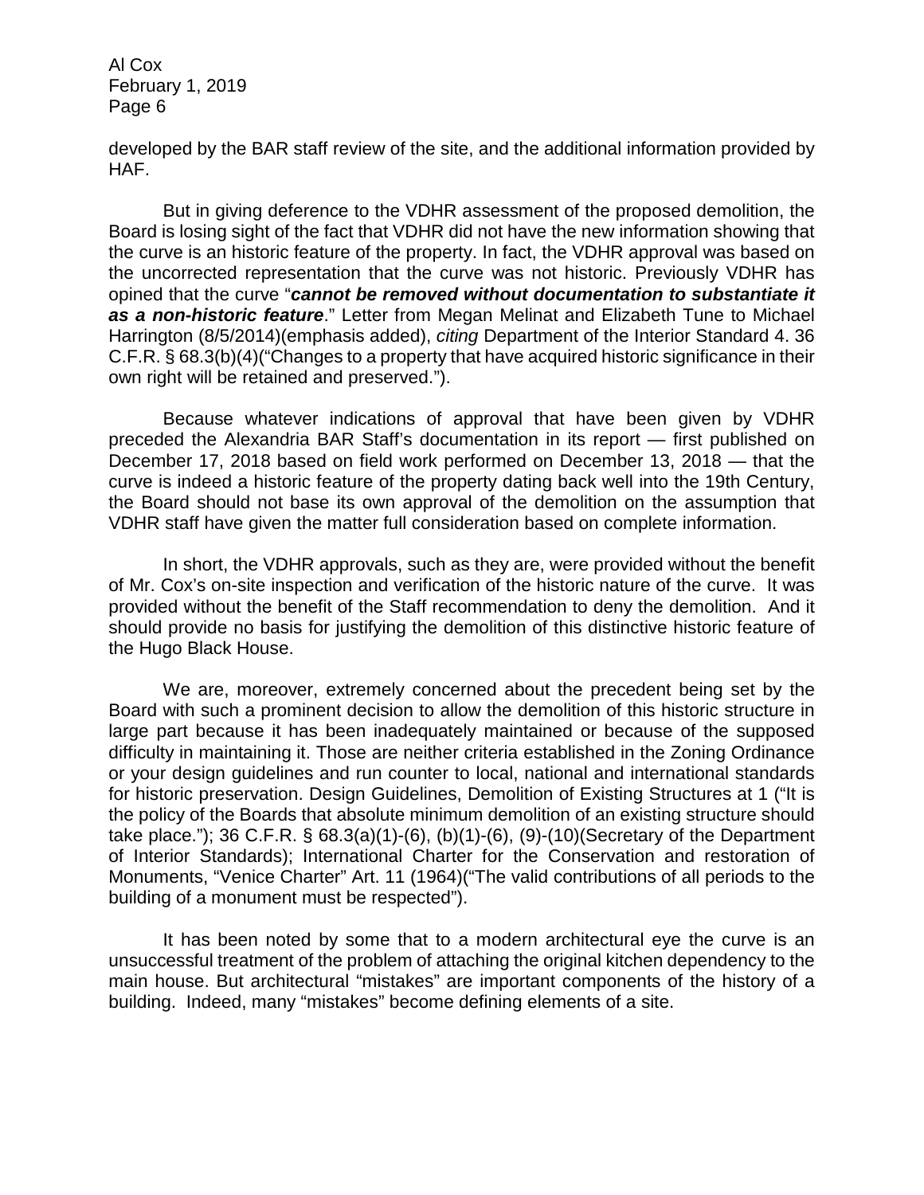developed by the BAR staff review of the site, and the additional information provided by HAF.

But in giving deference to the VDHR assessment of the proposed demolition, the Board is losing sight of the fact that VDHR did not have the new information showing that the curve is an historic feature of the property. In fact, the VDHR approval was based on the uncorrected representation that the curve was not historic. Previously VDHR has opined that the curve "***cannot be removed without documentation to substantiate it as a non-historic feature***." Letter from Megan Melinat and Elizabeth Tune to Michael Harrington (8/5/2014)(emphasis added), *citing* Department of the Interior Standard 4. 36 C.F.R. § 68.3(b)(4)("Changes to a property that have acquired historic significance in their own right will be retained and preserved.").

Because whatever indications of approval that have been given by VDHR preceded the Alexandria BAR Staff's documentation in its report — first published on December 17, 2018 based on field work performed on December 13, 2018 — that the curve is indeed a historic feature of the property dating back well into the 19th Century, the Board should not base its own approval of the demolition on the assumption that VDHR staff have given the matter full consideration based on complete information.

In short, the VDHR approvals, such as they are, were provided without the benefit of Mr. Cox's on-site inspection and verification of the historic nature of the curve. It was provided without the benefit of the Staff recommendation to deny the demolition. And it should provide no basis for justifying the demolition of this distinctive historic feature of the Hugo Black House.

We are, moreover, extremely concerned about the precedent being set by the Board with such a prominent decision to allow the demolition of this historic structure in large part because it has been inadequately maintained or because of the supposed difficulty in maintaining it. Those are neither criteria established in the Zoning Ordinance or your design guidelines and run counter to local, national and international standards for historic preservation. Design Guidelines, Demolition of Existing Structures at 1 ("It is the policy of the Boards that absolute minimum demolition of an existing structure should take place."); 36 C.F.R. § 68.3(a)(1)-(6), (b)(1)-(6), (9)-(10)(Secretary of the Department of Interior Standards); International Charter for the Conservation and restoration of Monuments, "Venice Charter" Art. 11 (1964)("The valid contributions of all periods to the building of a monument must be respected").

It has been noted by some that to a modern architectural eye the curve is an unsuccessful treatment of the problem of attaching the original kitchen dependency to the main house. But architectural "mistakes" are important components of the history of a building. Indeed, many "mistakes" become defining elements of a site.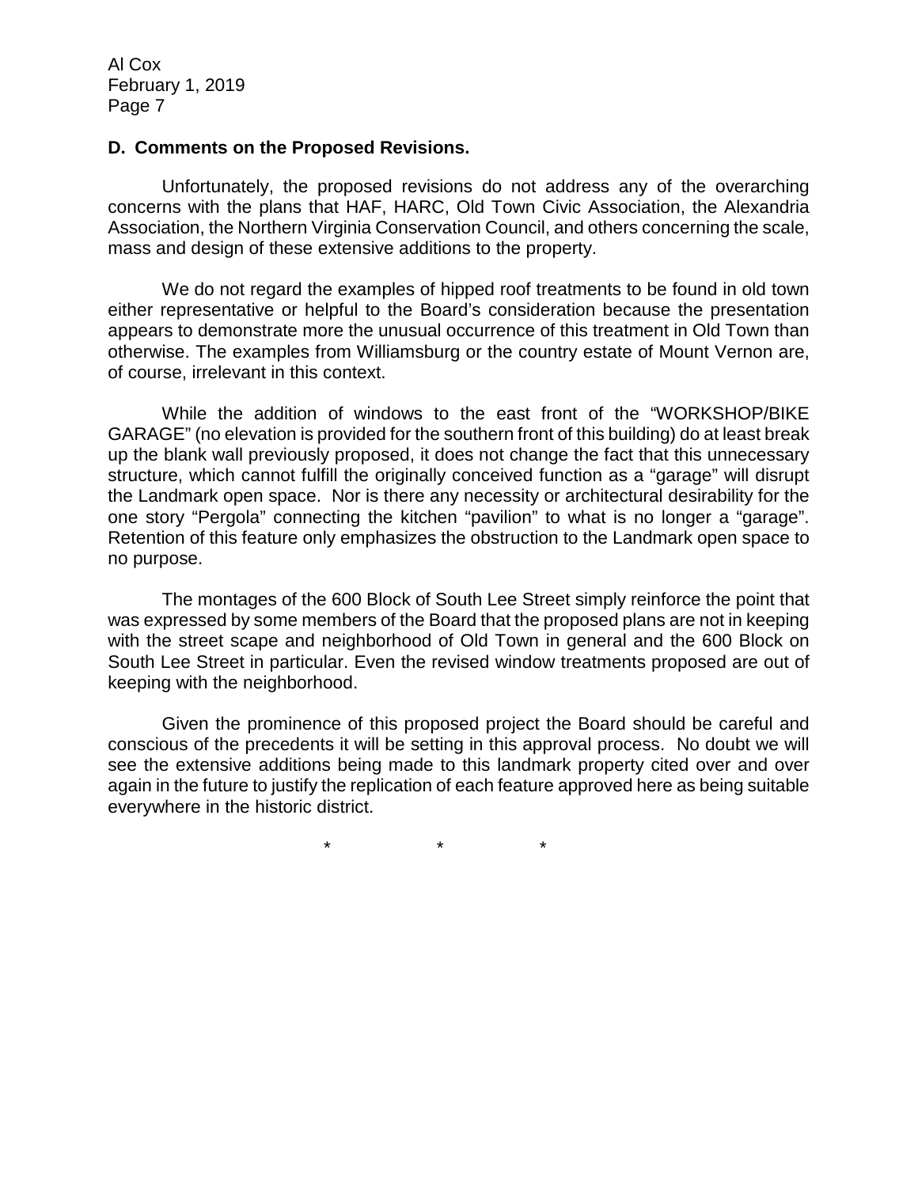### D. Comments on the Proposed Revisions.

Unfortunately, the proposed revisions do not address any of the overarching concerns with the plans that HAF, HARC, Old Town Civic Association, the Alexandria Association, the Northern Virginia Conservation Council, and others concerning the scale, mass and design of these extensive additions to the property.

We do not regard the examples of hipped roof treatments to be found in old town either representative or helpful to the Board's consideration because the presentation appears to demonstrate more the unusual occurrence of this treatment in Old Town than otherwise. The examples from Williamsburg or the country estate of Mount Vernon are, of course, irrelevant in this context.

While the addition of windows to the east front of the "WORKSHOP/BIKE GARAGE" (no elevation is provided for the southern front of this building) do at least break up the blank wall previously proposed, it does not change the fact that this unnecessary structure, which cannot fulfill the originally conceived function as a "garage" will disrupt the Landmark open space. Nor is there any necessity or architectural desirability for the one story "Pergola" connecting the kitchen "pavilion" to what is no longer a "garage". Retention of this feature only emphasizes the obstruction to the Landmark open space to no purpose.

The montages of the 600 Block of South Lee Street simply reinforce the point that was expressed by some members of the Board that the proposed plans are not in keeping with the street scape and neighborhood of Old Town in general and the 600 Block on South Lee Street in particular. Even the revised window treatments proposed are out of keeping with the neighborhood.

Given the prominence of this proposed project the Board should be careful and conscious of the precedents it will be setting in this approval process. No doubt we will see the extensive additions being made to this landmark property cited over and over again in the future to justify the replication of each feature approved here as being suitable everywhere in the historic district.

\* \* \*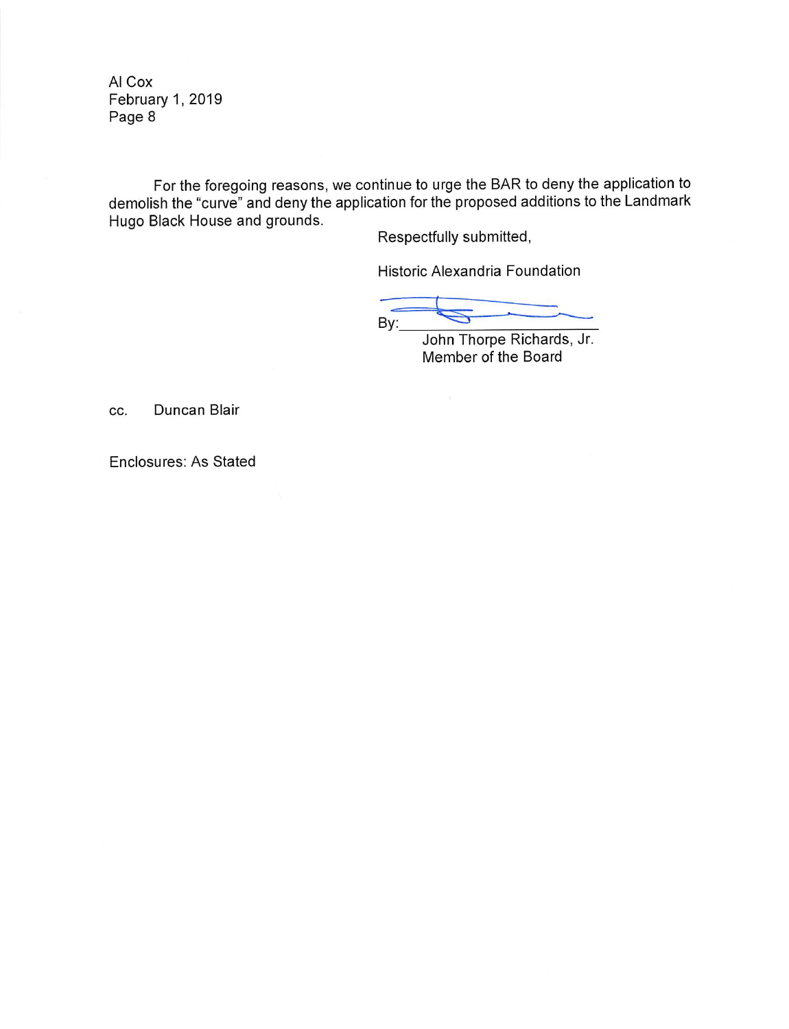For the foregoing reasons, we continue to urge the BAR to deny the application to demolish the "curve" and deny the application for the proposed additions to the Landmark Hugo Black House and grounds.

Respectfully submitted,

Historic Alexandria Foundation

By:\_\_\_\_\_\_\_\_\_\_\_\_\_\_\_\_\_\_\_\_\_\_

John Thorpe Richards, Jr.
Member of the Board

cc. Duncan Blair

Enclosures: As Stated